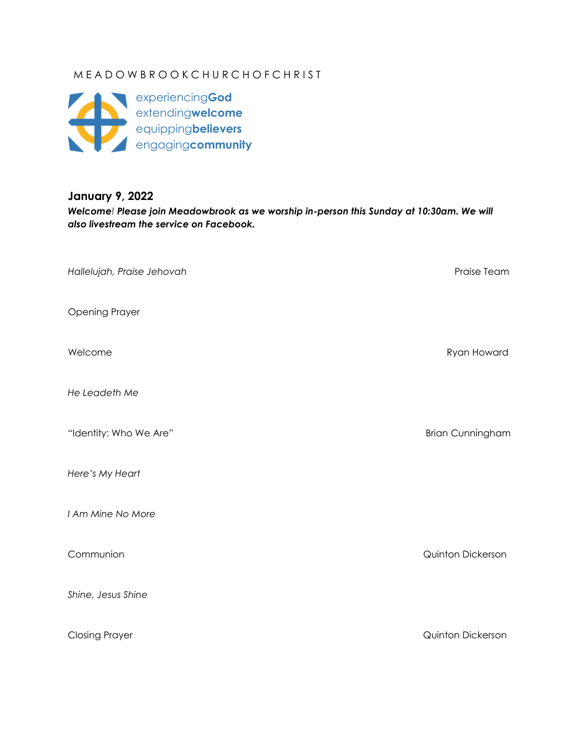M E A D O W B R O O K C H U R C H O F C H R I S T

experiencing**God**
extending**welcome**
equipping**believers**
engaging**community**

## January 9, 2022

***Welcome! Please join Meadowbrook as we worship in-person this Sunday at 10:30am. We will also livestream the service on Facebook.***

| | |
|---|---|
| *Hallelujah, Praise Jehovah* | Praise Team |
| Opening Prayer | |
| Welcome | Ryan Howard |
| *He Leadeth Me* | |
| "Identity: Who We Are" | Brian Cunningham |
| *Here's My Heart* | |
| *I Am Mine No More* | |
| Communion | Quinton Dickerson |
| *Shine, Jesus Shine* | |
| Closing Prayer | Quinton Dickerson |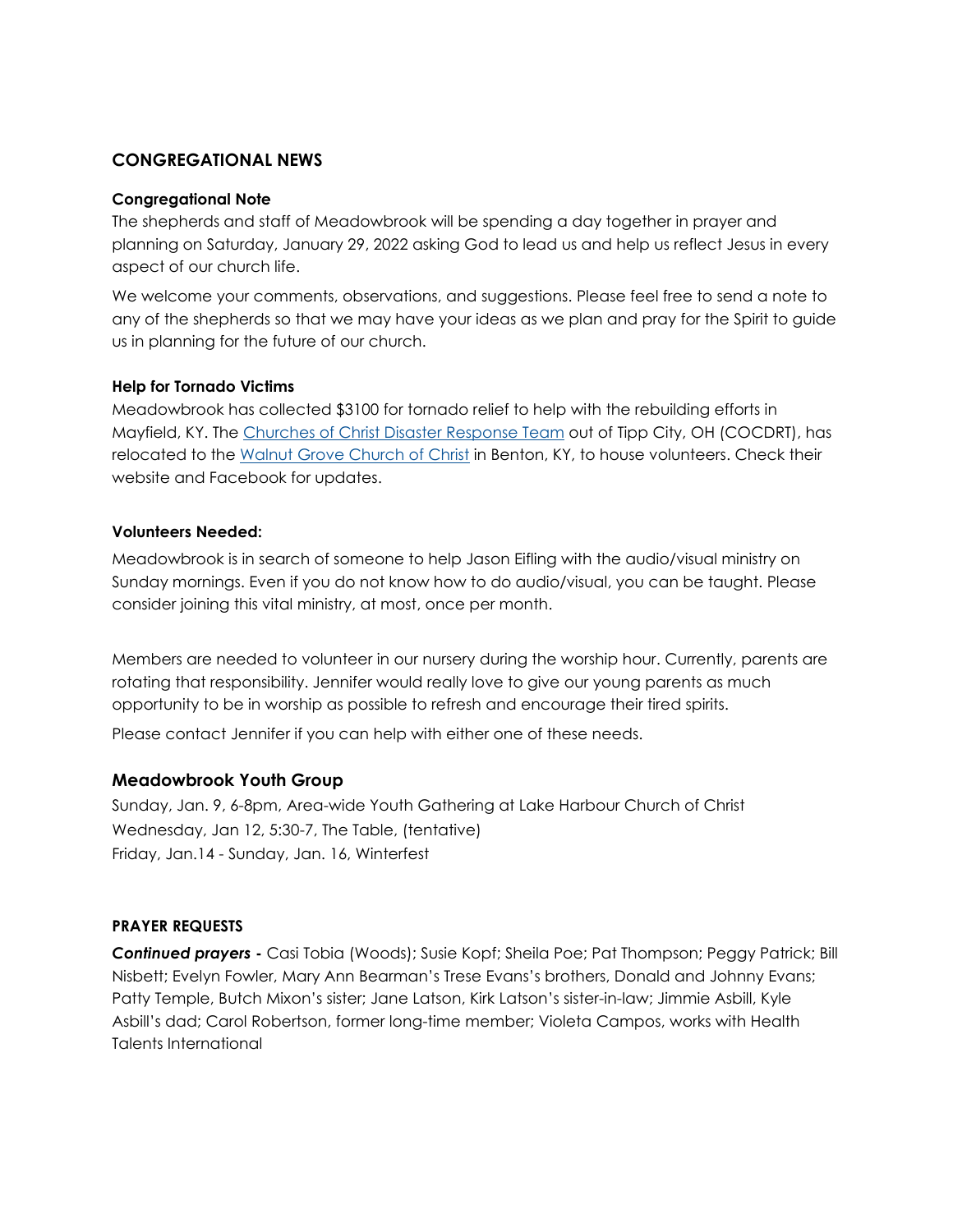## CONGREGATIONAL NEWS

### Congregational Note

The shepherds and staff of Meadowbrook will be spending a day together in prayer and planning on Saturday, January 29, 2022 asking God to lead us and help us reflect Jesus in every aspect of our church life.

We welcome your comments, observations, and suggestions. Please feel free to send a note to any of the shepherds so that we may have your ideas as we plan and pray for the Spirit to guide us in planning for the future of our church.

### Help for Tornado Victims

Meadowbrook has collected $3100 for tornado relief to help with the rebuilding efforts in Mayfield, KY. The Churches of Christ Disaster Response Team out of Tipp City, OH (COCDRT), has relocated to the Walnut Grove Church of Christ in Benton, KY, to house volunteers. Check their website and Facebook for updates.

### Volunteers Needed:

Meadowbrook is in search of someone to help Jason Eifling with the audio/visual ministry on Sunday mornings. Even if you do not know how to do audio/visual, you can be taught. Please consider joining this vital ministry, at most, once per month.

Members are needed to volunteer in our nursery during the worship hour. Currently, parents are rotating that responsibility. Jennifer would really love to give our young parents as much opportunity to be in worship as possible to refresh and encourage their tired spirits.

Please contact Jennifer if you can help with either one of these needs.

## Meadowbrook Youth Group

Sunday, Jan. 9, 6-8pm, Area-wide Youth Gathering at Lake Harbour Church of Christ
Wednesday, Jan 12, 5:30-7, The Table, (tentative)
Friday, Jan.14 - Sunday, Jan. 16, Winterfest

### PRAYER REQUESTS

***Continued prayers -*** Casi Tobia (Woods); Susie Kopf; Sheila Poe; Pat Thompson; Peggy Patrick; Bill Nisbett; Evelyn Fowler, Mary Ann Bearman's Trese Evans's brothers, Donald and Johnny Evans; Patty Temple, Butch Mixon's sister; Jane Latson, Kirk Latson's sister-in-law; Jimmie Asbill, Kyle Asbill's dad; Carol Robertson, former long-time member; Violeta Campos, works with Health Talents International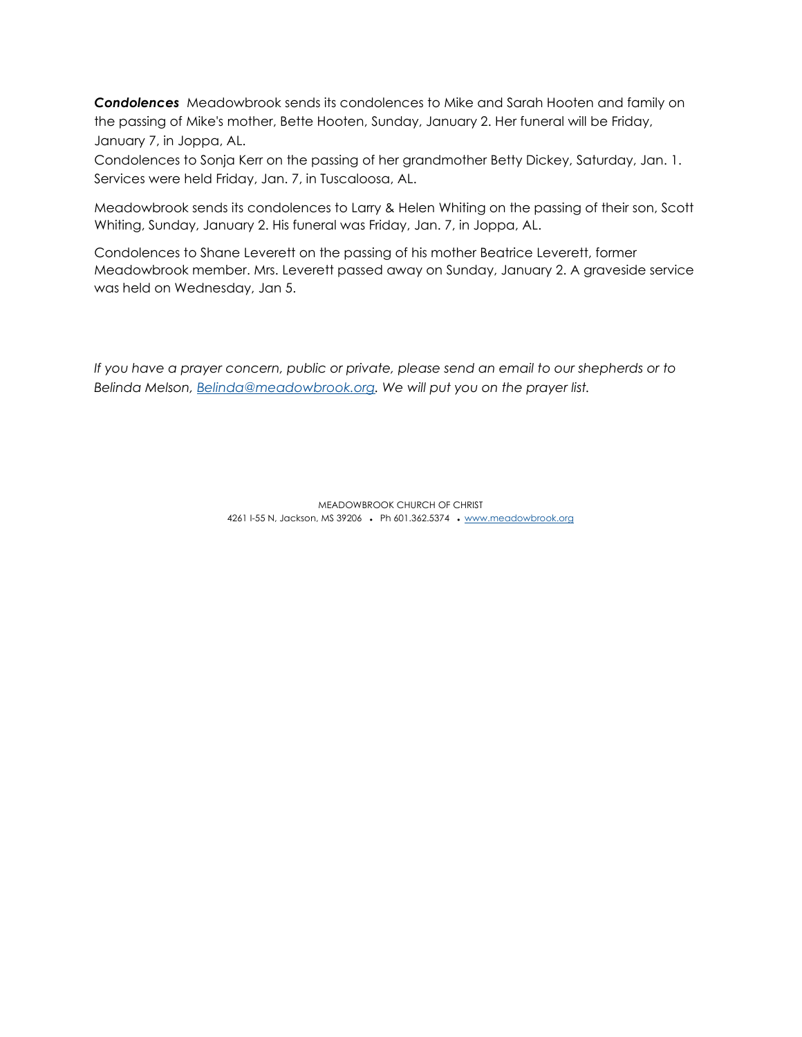***Condolences*** Meadowbrook sends its condolences to Mike and Sarah Hooten and family on the passing of Mike's mother, Bette Hooten, Sunday, January 2. Her funeral will be Friday, January 7, in Joppa, AL.
Condolences to Sonja Kerr on the passing of her grandmother Betty Dickey, Saturday, Jan. 1. Services were held Friday, Jan. 7, in Tuscaloosa, AL.

Meadowbrook sends its condolences to Larry & Helen Whiting on the passing of their son, Scott Whiting, Sunday, January 2. His funeral was Friday, Jan. 7, in Joppa, AL.

Condolences to Shane Leverett on the passing of his mother Beatrice Leverett, former Meadowbrook member. Mrs. Leverett passed away on Sunday, January 2. A graveside service was held on Wednesday, Jan 5.

*If you have a prayer concern, public or private, please send an email to our shepherds or to Belinda Melson, [Belinda@meadowbrook.org](mailto:Belinda@meadowbrook.org). We will put you on the prayer list.*

MEADOWBROOK CHURCH OF CHRIST
4261 I-55 N, Jackson, MS 39206 • Ph 601.362.5374 • [www.meadowbrook.org](http://www.meadowbrook.org)